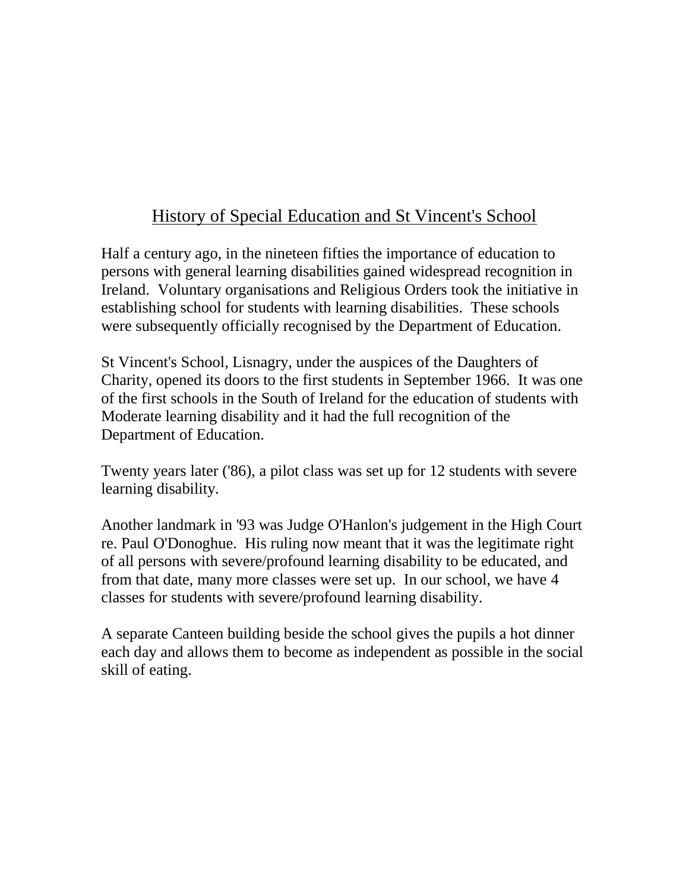# History of Special Education and St Vincent's School

Half a century ago, in the nineteen fifties the importance of education to persons with general learning disabilities gained widespread recognition in Ireland. Voluntary organisations and Religious Orders took the initiative in establishing school for students with learning disabilities. These schools were subsequently officially recognised by the Department of Education.

St Vincent's School, Lisnagry, under the auspices of the Daughters of Charity, opened its doors to the first students in September 1966. It was one of the first schools in the South of Ireland for the education of students with Moderate learning disability and it had the full recognition of the Department of Education.

Twenty years later ('86), a pilot class was set up for 12 students with severe learning disability.

Another landmark in '93 was Judge O'Hanlon's judgement in the High Court re. Paul O'Donoghue. His ruling now meant that it was the legitimate right of all persons with severe/profound learning disability to be educated, and from that date, many more classes were set up. In our school, we have 4 classes for students with severe/profound learning disability.

A separate Canteen building beside the school gives the pupils a hot dinner each day and allows them to become as independent as possible in the social skill of eating.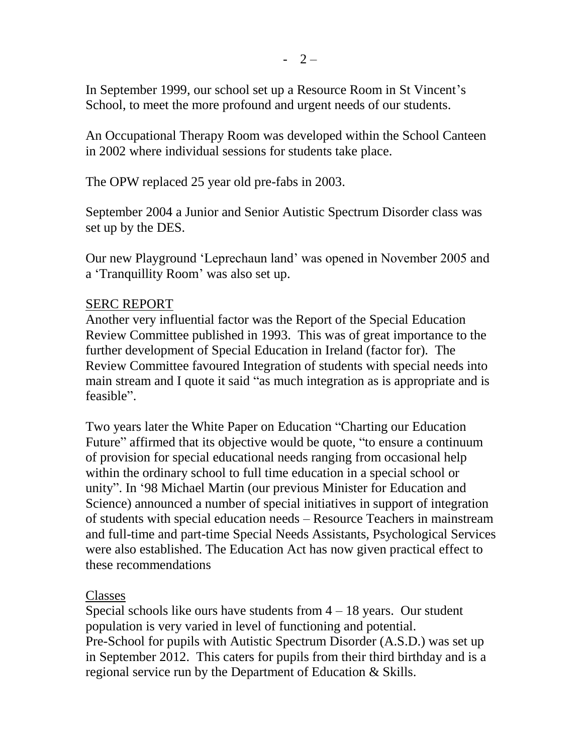In September 1999, our school set up a Resource Room in St Vincent's School, to meet the more profound and urgent needs of our students.

An Occupational Therapy Room was developed within the School Canteen in 2002 where individual sessions for students take place.

The OPW replaced 25 year old pre-fabs in 2003.

September 2004 a Junior and Senior Autistic Spectrum Disorder class was set up by the DES.

Our new Playground 'Leprechaun land' was opened in November 2005 and a 'Tranquillity Room' was also set up.

<u>SERC REPORT</u>

Another very influential factor was the Report of the Special Education Review Committee published in 1993. This was of great importance to the further development of Special Education in Ireland (factor for). The Review Committee favoured Integration of students with special needs into main stream and I quote it said "as much integration as is appropriate and is feasible".

Two years later the White Paper on Education "Charting our Education Future" affirmed that its objective would be quote, "to ensure a continuum of provision for special educational needs ranging from occasional help within the ordinary school to full time education in a special school or unity". In '98 Michael Martin (our previous Minister for Education and Science) announced a number of special initiatives in support of integration of students with special education needs – Resource Teachers in mainstream and full-time and part-time Special Needs Assistants, Psychological Services were also established. The Education Act has now given practical effect to these recommendations

<u>Classes</u>

Special schools like ours have students from 4 – 18 years. Our student population is very varied in level of functioning and potential.
Pre-School for pupils with Autistic Spectrum Disorder (A.S.D.) was set up in September 2012. This caters for pupils from their third birthday and is a regional service run by the Department of Education & Skills.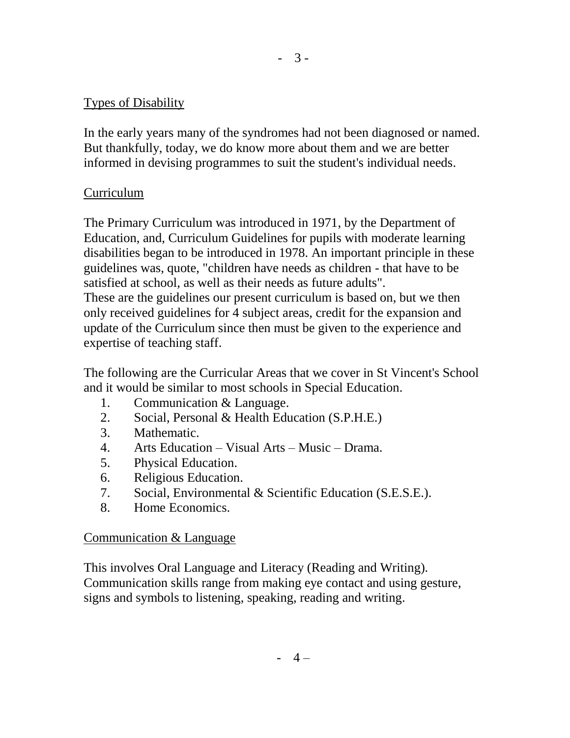## Types of Disability

In the early years many of the syndromes had not been diagnosed or named. But thankfully, today, we do know more about them and we are better informed in devising programmes to suit the student's individual needs.

## Curriculum

The Primary Curriculum was introduced in 1971, by the Department of Education, and, Curriculum Guidelines for pupils with moderate learning disabilities began to be introduced in 1978. An important principle in these guidelines was, quote, "children have needs as children - that have to be satisfied at school, as well as their needs as future adults".
These are the guidelines our present curriculum is based on, but we then only received guidelines for 4 subject areas, credit for the expansion and update of the Curriculum since then must be given to the experience and expertise of teaching staff.

The following are the Curricular Areas that we cover in St Vincent's School and it would be similar to most schools in Special Education.

1. Communication & Language.
2. Social, Personal & Health Education (S.P.H.E.)
3. Mathematic.
4. Arts Education – Visual Arts – Music – Drama.
5. Physical Education.
6. Religious Education.
7. Social, Environmental & Scientific Education (S.E.S.E.).
8. Home Economics.

## Communication & Language

This involves Oral Language and Literacy (Reading and Writing). Communication skills range from making eye contact and using gesture, signs and symbols to listening, speaking, reading and writing.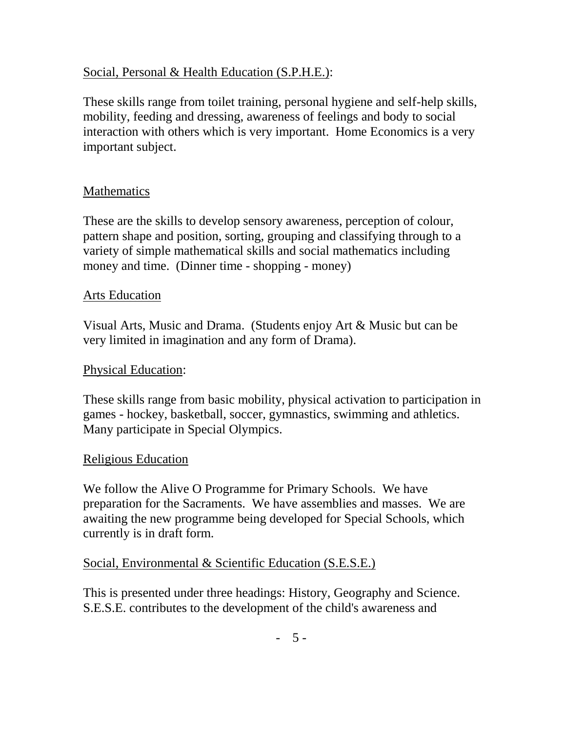## Social, Personal & Health Education (S.P.H.E.):

These skills range from toilet training, personal hygiene and self-help skills, mobility, feeding and dressing, awareness of feelings and body to social interaction with others which is very important. Home Economics is a very important subject.

## Mathematics

These are the skills to develop sensory awareness, perception of colour, pattern shape and position, sorting, grouping and classifying through to a variety of simple mathematical skills and social mathematics including money and time. (Dinner time - shopping - money)

## Arts Education

Visual Arts, Music and Drama. (Students enjoy Art & Music but can be very limited in imagination and any form of Drama).

## Physical Education:

These skills range from basic mobility, physical activation to participation in games - hockey, basketball, soccer, gymnastics, swimming and athletics. Many participate in Special Olympics.

## Religious Education

We follow the Alive O Programme for Primary Schools. We have preparation for the Sacraments. We have assemblies and masses. We are awaiting the new programme being developed for Special Schools, which currently is in draft form.

## Social, Environmental & Scientific Education (S.E.S.E.)

This is presented under three headings: History, Geography and Science. S.E.S.E. contributes to the development of the child's awareness and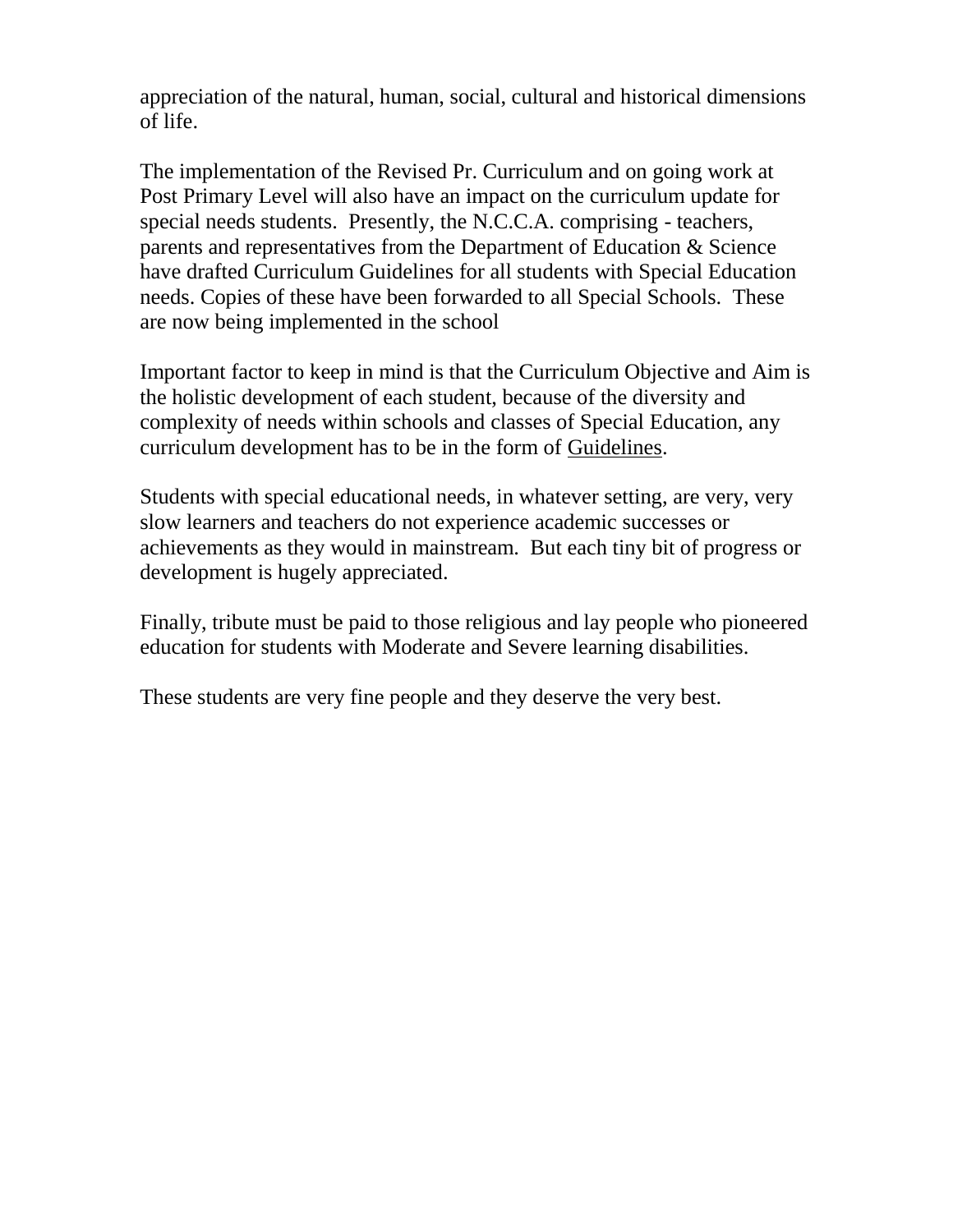appreciation of the natural, human, social, cultural and historical dimensions of life.

The implementation of the Revised Pr. Curriculum and on going work at Post Primary Level will also have an impact on the curriculum update for special needs students. Presently, the N.C.C.A. comprising - teachers, parents and representatives from the Department of Education & Science have drafted Curriculum Guidelines for all students with Special Education needs. Copies of these have been forwarded to all Special Schools. These are now being implemented in the school

Important factor to keep in mind is that the Curriculum Objective and Aim is the holistic development of each student, because of the diversity and complexity of needs within schools and classes of Special Education, any curriculum development has to be in the form of Guidelines.

Students with special educational needs, in whatever setting, are very, very slow learners and teachers do not experience academic successes or achievements as they would in mainstream. But each tiny bit of progress or development is hugely appreciated.

Finally, tribute must be paid to those religious and lay people who pioneered education for students with Moderate and Severe learning disabilities.

These students are very fine people and they deserve the very best.